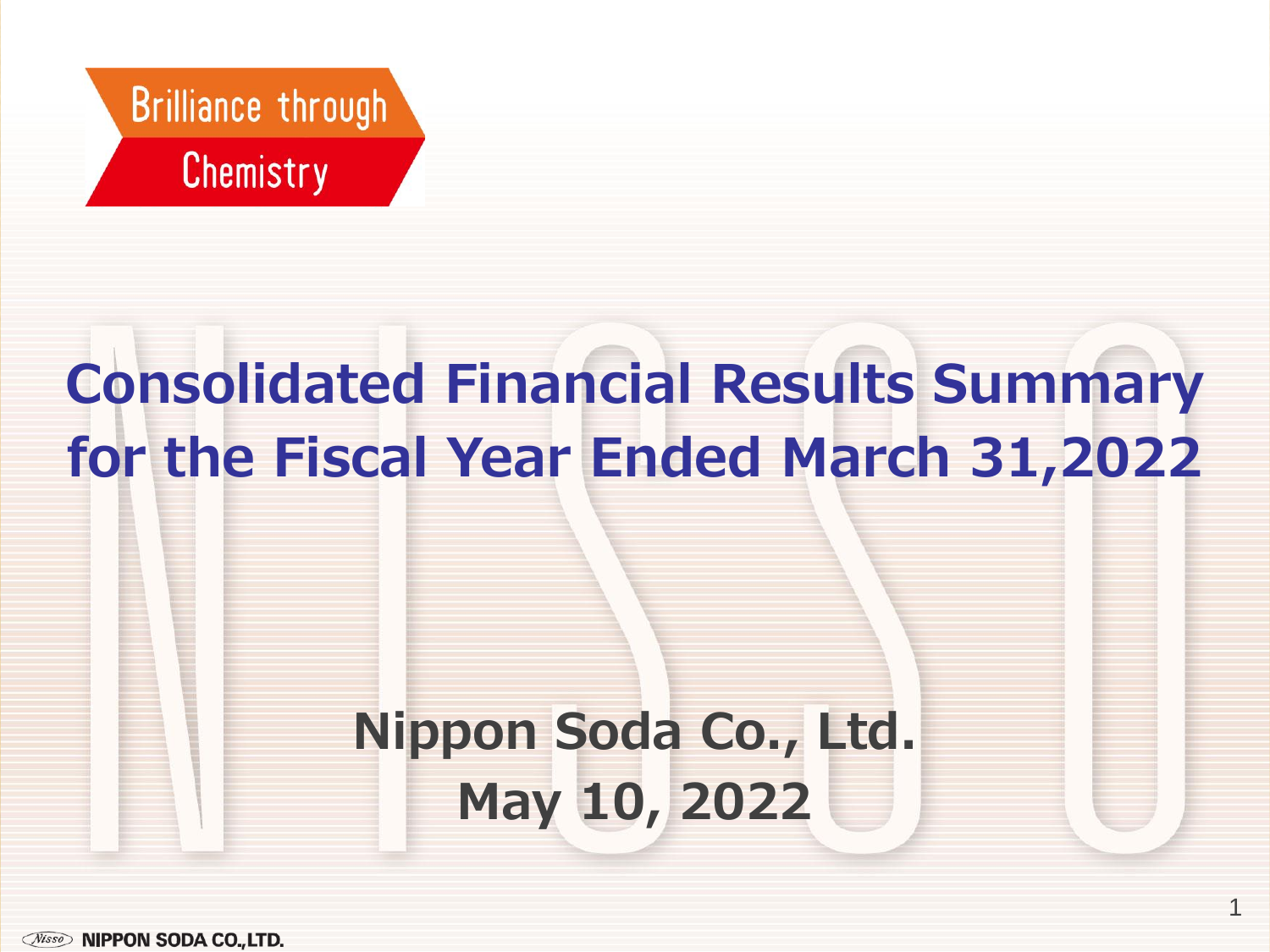Brilliance through Chemistry

# Consolidated Financial Results Summary for the Fiscal Year Ended March 31,2022

**Nippon Soda Co., Ltd.**

**May 10, 2022**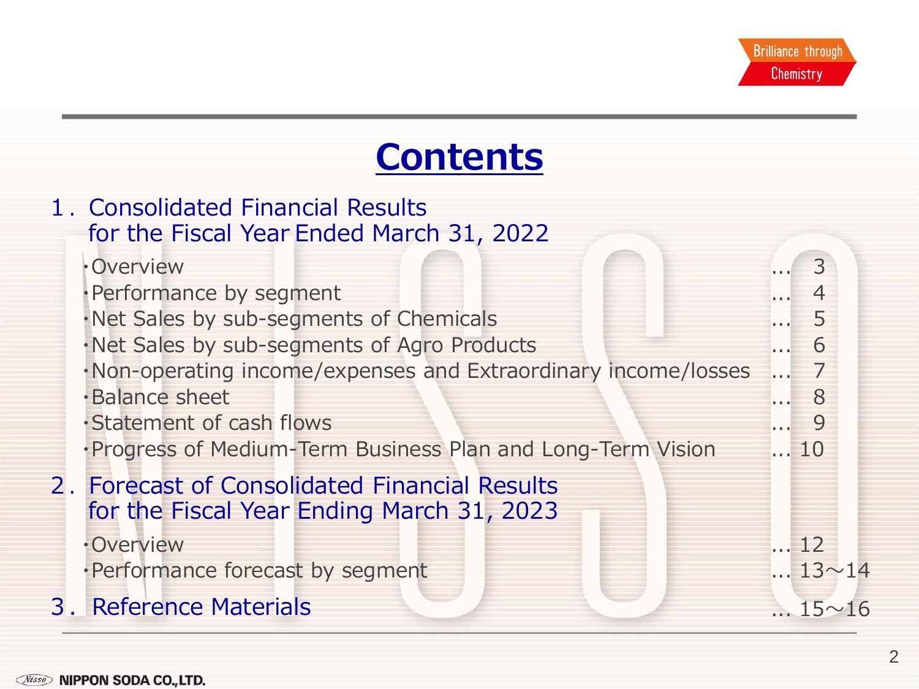# Contents

## 1. Consolidated Financial Results for the Fiscal Year Ended March 31, 2022

- ・Overview ... 3
- ・Performance by segment ... 4
- ・Net Sales by sub-segments of Chemicals ... 5
- ・Net Sales by sub-segments of Agro Products ... 6
- ・Non-operating income/expenses and Extraordinary income/losses ... 7
- ・Balance sheet ... 8
- ・Statement of cash flows ... 9
- ・Progress of Medium-Term Business Plan and Long-Term Vision ... 10

## 2. Forecast of Consolidated Financial Results for the Fiscal Year Ending March 31, 2023

- ・Overview ... 12
- ・Performance forecast by segment ... 13～14

## 3. Reference Materials ... 15～16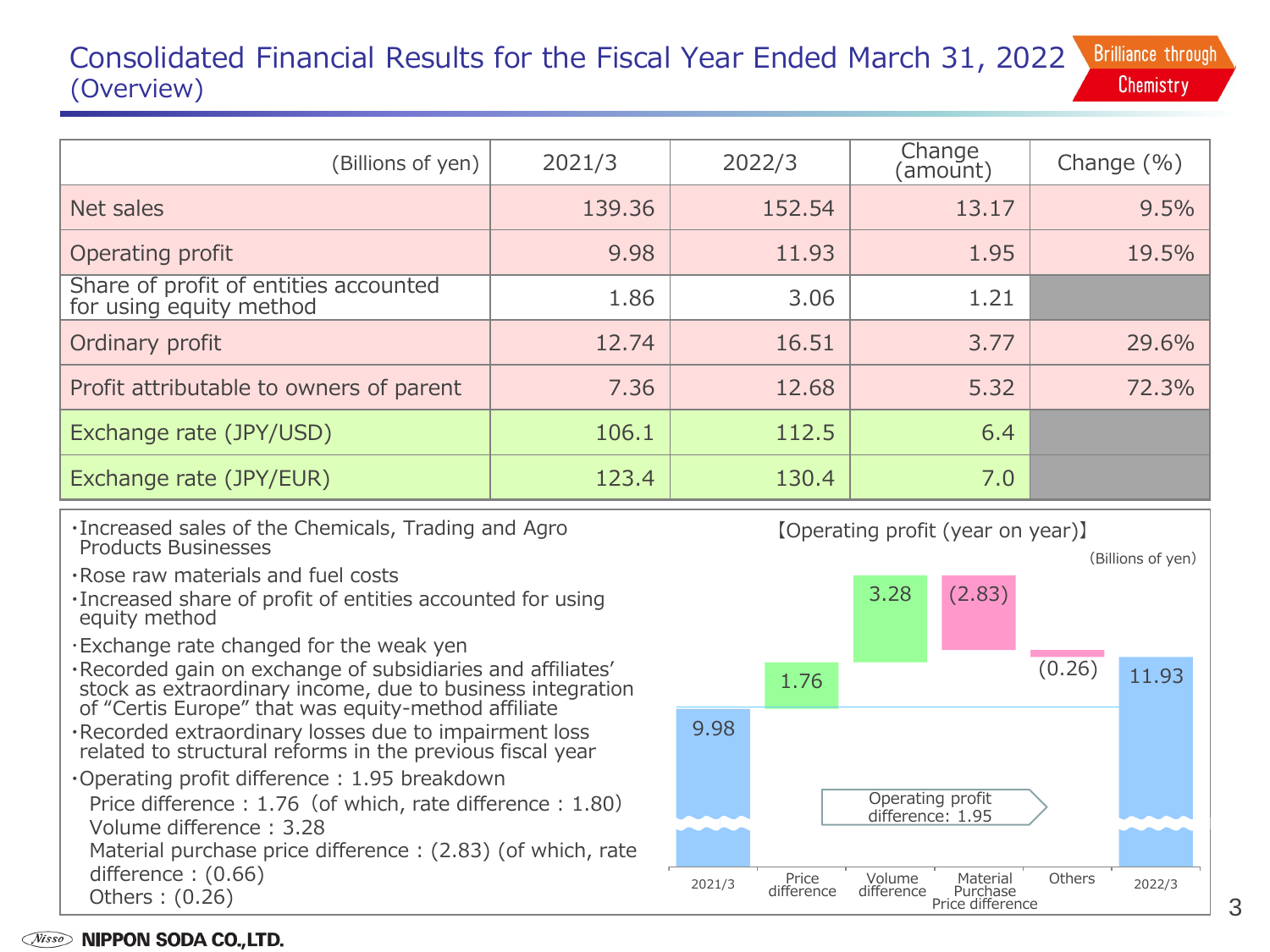# Consolidated Financial Results for the Fiscal Year Ended March 31, 2022 (Overview)

Brilliance through Chemistry

| (Billions of yen) | 2021/3 | 2022/3 | Change (amount) | Change (%) |
|---|---|---|---|---|
| Net sales | 139.36 | 152.54 | 13.17 | 9.5% |
| Operating profit | 9.98 | 11.93 | 1.95 | 19.5% |
| Share of profit of entities accounted for using equity method | 1.86 | 3.06 | 1.21 | |
| Ordinary profit | 12.74 | 16.51 | 3.77 | 29.6% |
| Profit attributable to owners of parent | 7.36 | 12.68 | 5.32 | 72.3% |
| Exchange rate (JPY/USD) | 106.1 | 112.5 | 6.4 | |
| Exchange rate (JPY/EUR) | 123.4 | 130.4 | 7.0 | |

- Increased sales of the Chemicals, Trading and Agro Products Businesses
- Rose raw materials and fuel costs
- Increased share of profit of entities accounted for using equity method
- Exchange rate changed for the weak yen
- Recorded gain on exchange of subsidiaries and affiliates' stock as extraordinary income, due to business integration of "Certis Europe" that was equity-method affiliate
- Recorded extraordinary losses due to impairment loss related to structural reforms in the previous fiscal year
- Operating profit difference : 1.95 breakdown
  - Price difference : 1.76（of which, rate difference : 1.80）
  - Volume difference : 3.28
  - Material purchase price difference : (2.83) (of which, rate difference : (0.66)
  - Others : (0.26)

【Operating profit (year on year)】

(Billions of yen)

| 2021/3 | Price difference | Volume difference | Material Purchase Price difference | Others | 2022/3 |
|---|---|---|---|---|---|
| 9.98 | 1.76 | 3.28 | (2.83) | (0.26) | 11.93 |

Operating profit difference: 1.95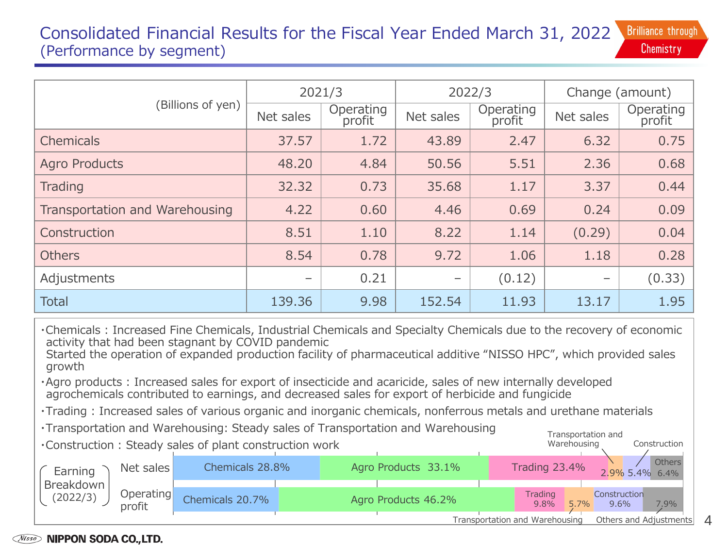# Consolidated Financial Results for the Fiscal Year Ended March 31, 2022
## (Performance by segment)

Brilliance through Chemistry

| (Billions of yen) | 2021/3 | | 2022/3 | | Change (amount) | |
|---|---|---|---|---|---|---|
| | Net sales | Operating profit | Net sales | Operating profit | Net sales | Operating profit |
| Chemicals | 37.57 | 1.72 | 43.89 | 2.47 | 6.32 | 0.75 |
| Agro Products | 48.20 | 4.84 | 50.56 | 5.51 | 2.36 | 0.68 |
| Trading | 32.32 | 0.73 | 35.68 | 1.17 | 3.37 | 0.44 |
| Transportation and Warehousing | 4.22 | 0.60 | 4.46 | 0.69 | 0.24 | 0.09 |
| Construction | 8.51 | 1.10 | 8.22 | 1.14 | (0.29) | 0.04 |
| Others | 8.54 | 0.78 | 9.72 | 1.06 | 1.18 | 0.28 |
| Adjustments | – | 0.21 | – | (0.12) | – | (0.33) |
| Total | 139.36 | 9.98 | 152.54 | 11.93 | 13.17 | 1.95 |

- Chemicals : Increased Fine Chemicals, Industrial Chemicals and Specialty Chemicals due to the recovery of economic activity that had been stagnant by COVID pandemic
  Started the operation of expanded production facility of pharmaceutical additive “NISSO HPC”, which provided sales growth
- Agro products : Increased sales for export of insecticide and acaricide, sales of new internally developed agrochemicals contributed to earnings, and decreased sales for export of herbicide and fungicide
- Trading : Increased sales of various organic and inorganic chemicals, nonferrous metals and urethane materials
- Transportation and Warehousing: Steady sales of Transportation and Warehousing
- Construction : Steady sales of plant construction work

**Earning Breakdown (2022/3)**

| | Chemicals | Agro Products | Trading | Transportation and Warehousing | Construction | Others / Others and Adjustments |
|---|---|---|---|---|---|---|
| Net sales | 28.8% | 33.1% | 23.4% | 2.9% | 5.4% | 6.4% |
| Operating profit | 20.7% | 46.2% | 9.8% | 5.7% | 9.6% | 7.9% |

NIPPON SODA CO.,LTD.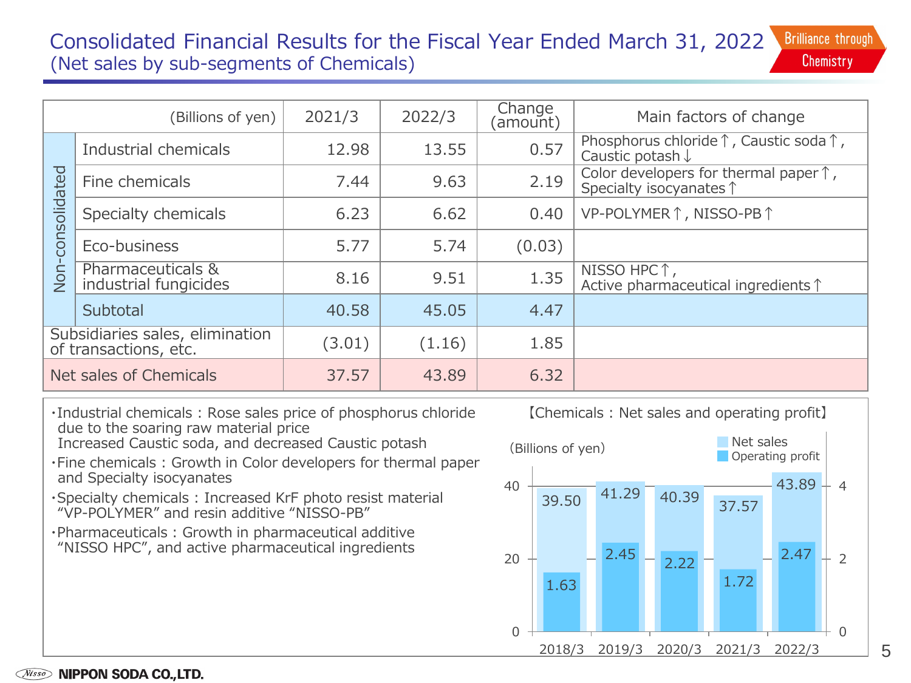# Consolidated Financial Results for the Fiscal Year Ended March 31, 2022
## (Net sales by sub-segments of Chemicals)

| | (Billions of yen) | 2021/3 | 2022/3 | Change (amount) | Main factors of change |
|---|---|---|---|---|---|
| Non-consolidated | Industrial chemicals | 12.98 | 13.55 | 0.57 | Phosphorus chloride↑, Caustic soda↑, Caustic potash↓ |
| | Fine chemicals | 7.44 | 9.63 | 2.19 | Color developers for thermal paper↑, Specialty isocyanates↑ |
| | Specialty chemicals | 6.23 | 6.62 | 0.40 | VP-POLYMER↑, NISSO-PB↑ |
| | Eco-business | 5.77 | 5.74 | (0.03) | |
| | Pharmaceuticals & industrial fungicides | 8.16 | 9.51 | 1.35 | NISSO HPC↑, Active pharmaceutical ingredients↑ |
| | Subtotal | 40.58 | 45.05 | 4.47 | |
| Subsidiaries sales, elimination of transactions, etc. | | (3.01) | (1.16) | 1.85 | |
| Net sales of Chemicals | | 37.57 | 43.89 | 6.32 | |

- Industrial chemicals : Rose sales price of phosphorus chloride due to the soaring raw material price
  Increased Caustic soda, and decreased Caustic potash
- Fine chemicals : Growth in Color developers for thermal paper and Specialty isocyanates
- Specialty chemicals : Increased KrF photo resist material "VP-POLYMER" and resin additive "NISSO-PB"
- Pharmaceuticals : Growth in pharmaceutical additive "NISSO HPC", and active pharmaceutical ingredients

【Chemicals : Net sales and operating profit】

(Billions of yen)

| | 2018/3 | 2019/3 | 2020/3 | 2021/3 | 2022/3 |
|---|---|---|---|---|---|
| Net sales | 39.50 | 41.29 | 40.39 | 37.57 | 43.89 |
| Operating profit | 1.63 | 2.45 | 2.22 | 1.72 | 2.47 |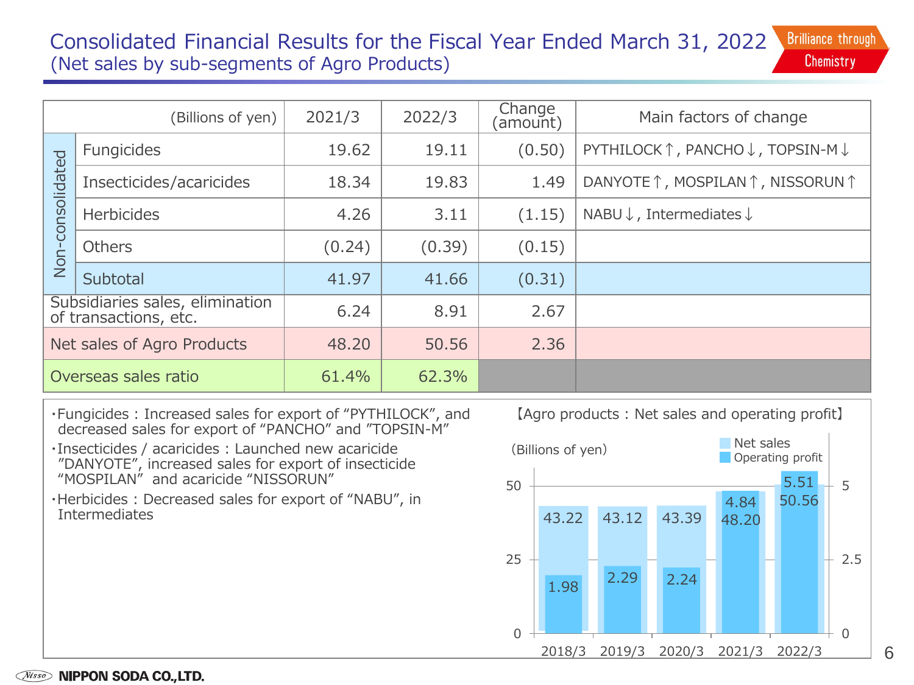# Consolidated Financial Results for the Fiscal Year Ended March 31, 2022
## (Net sales by sub-segments of Agro Products)

| | (Billions of yen) | 2021/3 | 2022/3 | Change (amount) | Main factors of change |
|---|---|---|---|---|---|
| Non-consolidated | Fungicides | 19.62 | 19.11 | (0.50) | PYTHILOCK↑, PANCHO↓, TOPSIN-M↓ |
| | Insecticides/acaricides | 18.34 | 19.83 | 1.49 | DANYOTE↑, MOSPILAN↑, NISSORUN↑ |
| | Herbicides | 4.26 | 3.11 | (1.15) | NABU↓, Intermediates↓ |
| | Others | (0.24) | (0.39) | (0.15) | |
| | Subtotal | 41.97 | 41.66 | (0.31) | |
| Subsidiaries sales, elimination of transactions, etc. | | 6.24 | 8.91 | 2.67 | |
| Net sales of Agro Products | | 48.20 | 50.56 | 2.36 | |
| Overseas sales ratio | | 61.4% | 62.3% | | |

- Fungicides : Increased sales for export of "PYTHILOCK", and decreased sales for export of "PANCHO" and "TOPSIN-M"
- Insecticides / acaricides : Launched new acaricide "DANYOTE", increased sales for export of insecticide "MOSPILAN" and acaricide "NISSORUN"
- Herbicides : Decreased sales for export of "NABU", in Intermediates

【Agro products : Net sales and operating profit】

(Billions of yen)

| | 2018/3 | 2019/3 | 2020/3 | 2021/3 | 2022/3 |
|---|---|---|---|---|---|
| Net sales | 43.22 | 43.12 | 43.39 | 48.20 | 50.56 |
| Operating profit | 1.98 | 2.29 | 2.24 | 4.84 | 5.51 |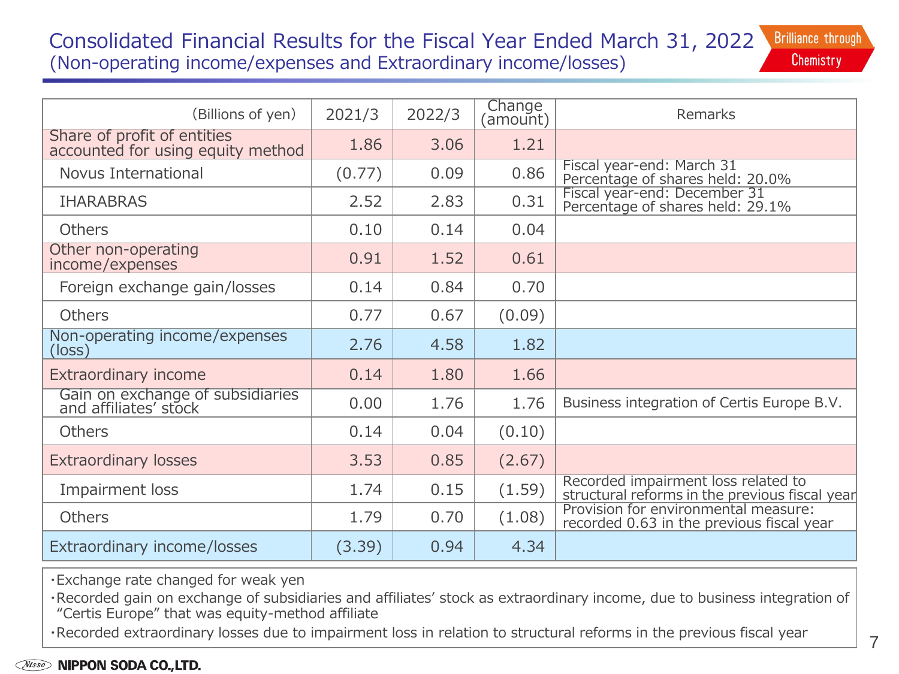# Consolidated Financial Results for the Fiscal Year Ended March 31, 2022
## (Non-operating income/expenses and Extraordinary income/losses)

| (Billions of yen) | 2021/3 | 2022/3 | Change (amount) | Remarks |
|---|---|---|---|---|
| Share of profit of entities accounted for using equity method | 1.86 | 3.06 | 1.21 | |
| Novus International | (0.77) | 0.09 | 0.86 | Fiscal year-end: March 31<br>Percentage of shares held: 20.0% |
| IHARABRAS | 2.52 | 2.83 | 0.31 | Fiscal year-end: December 31<br>Percentage of shares held: 29.1% |
| Others | 0.10 | 0.14 | 0.04 | |
| Other non-operating income/expenses | 0.91 | 1.52 | 0.61 | |
| Foreign exchange gain/losses | 0.14 | 0.84 | 0.70 | |
| Others | 0.77 | 0.67 | (0.09) | |
| Non-operating income/expenses (loss) | 2.76 | 4.58 | 1.82 | |
| Extraordinary income | 0.14 | 1.80 | 1.66 | |
| Gain on exchange of subsidiaries and affiliates' stock | 0.00 | 1.76 | 1.76 | Business integration of Certis Europe B.V. |
| Others | 0.14 | 0.04 | (0.10) | |
| Extraordinary losses | 3.53 | 0.85 | (2.67) | |
| Impairment loss | 1.74 | 0.15 | (1.59) | Recorded impairment loss related to structural reforms in the previous fiscal year |
| Others | 1.79 | 0.70 | (1.08) | Provision for environmental measure: recorded 0.63 in the previous fiscal year |
| Extraordinary income/losses | (3.39) | 0.94 | 4.34 | |

- Exchange rate changed for weak yen
- Recorded gain on exchange of subsidiaries and affiliates' stock as extraordinary income, due to business integration of "Certis Europe" that was equity-method affiliate
- Recorded extraordinary losses due to impairment loss in relation to structural reforms in the previous fiscal year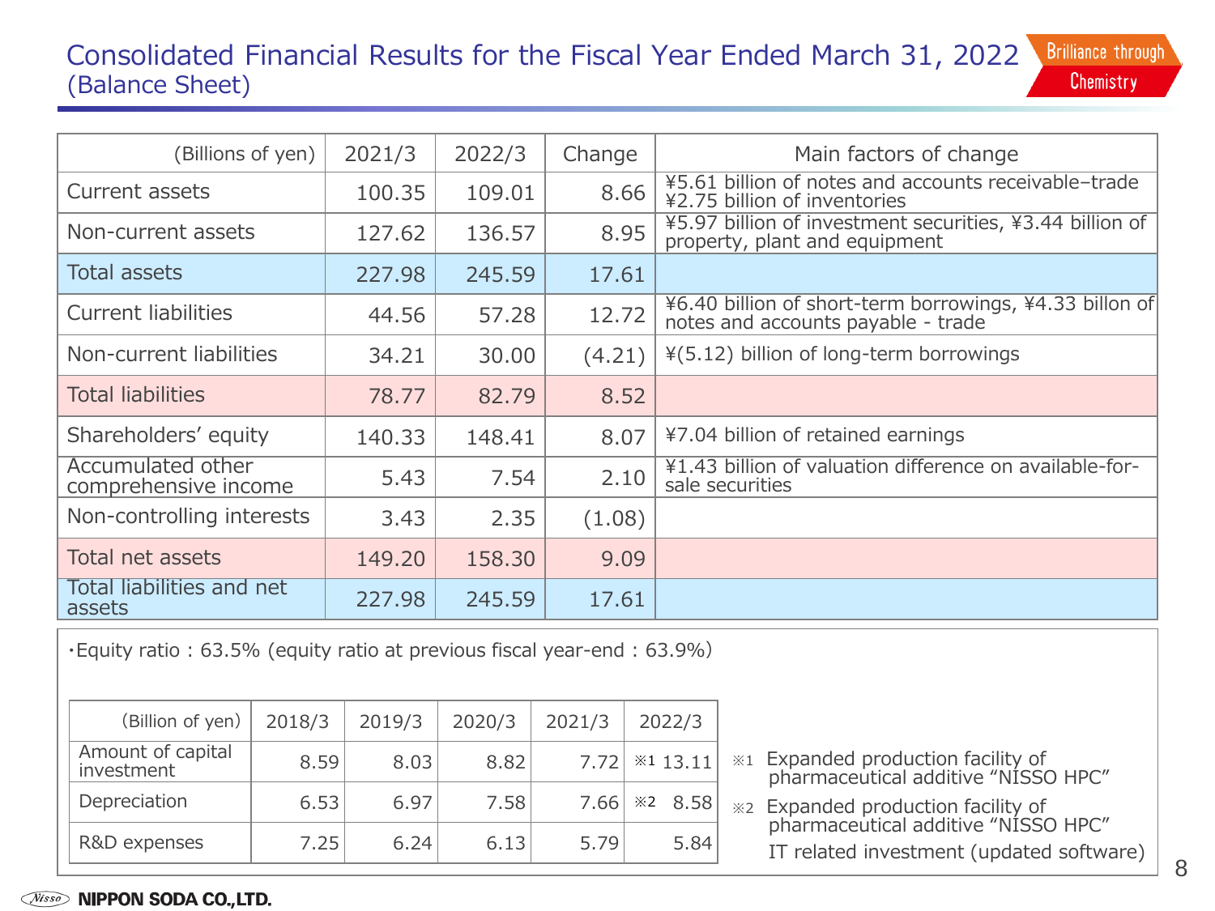# Consolidated Financial Results for the Fiscal Year Ended March 31, 2022 (Balance Sheet)

Brilliance through Chemistry

| (Billions of yen) | 2021/3 | 2022/3 | Change | Main factors of change |
|---|---|---|---|---|
| Current assets | 100.35 | 109.01 | 8.66 | ¥5.61 billion of notes and accounts receivable–trade ¥2.75 billion of inventories |
| Non-current assets | 127.62 | 136.57 | 8.95 | ¥5.97 billion of investment securities, ¥3.44 billion of property, plant and equipment |
| Total assets | 227.98 | 245.59 | 17.61 | |
| Current liabilities | 44.56 | 57.28 | 12.72 | ¥6.40 billion of short-term borrowings, ¥4.33 billon of notes and accounts payable - trade |
| Non-current liabilities | 34.21 | 30.00 | (4.21) | ¥(5.12) billion of long-term borrowings |
| Total liabilities | 78.77 | 82.79 | 8.52 | |
| Shareholders' equity | 140.33 | 148.41 | 8.07 | ¥7.04 billion of retained earnings |
| Accumulated other comprehensive income | 5.43 | 7.54 | 2.10 | ¥1.43 billion of valuation difference on available-for-sale securities |
| Non-controlling interests | 3.43 | 2.35 | (1.08) | |
| Total net assets | 149.20 | 158.30 | 9.09 | |
| Total liabilities and net assets | 227.98 | 245.59 | 17.61 | |

・Equity ratio : 63.5% (equity ratio at previous fiscal year-end : 63.9%)

| (Billion of yen) | 2018/3 | 2019/3 | 2020/3 | 2021/3 | 2022/3 |
|---|---|---|---|---|---|
| Amount of capital investment | 8.59 | 8.03 | 8.82 | 7.72 | ※1 13.11 |
| Depreciation | 6.53 | 6.97 | 7.58 | 7.66 | ※2 8.58 |
| R&D expenses | 7.25 | 6.24 | 6.13 | 5.79 | 5.84 |

※1 Expanded production facility of pharmaceutical additive "NISSO HPC"

※2 Expanded production facility of pharmaceutical additive "NISSO HPC"
IT related investment (updated software)

NIPPON SODA CO.,LTD.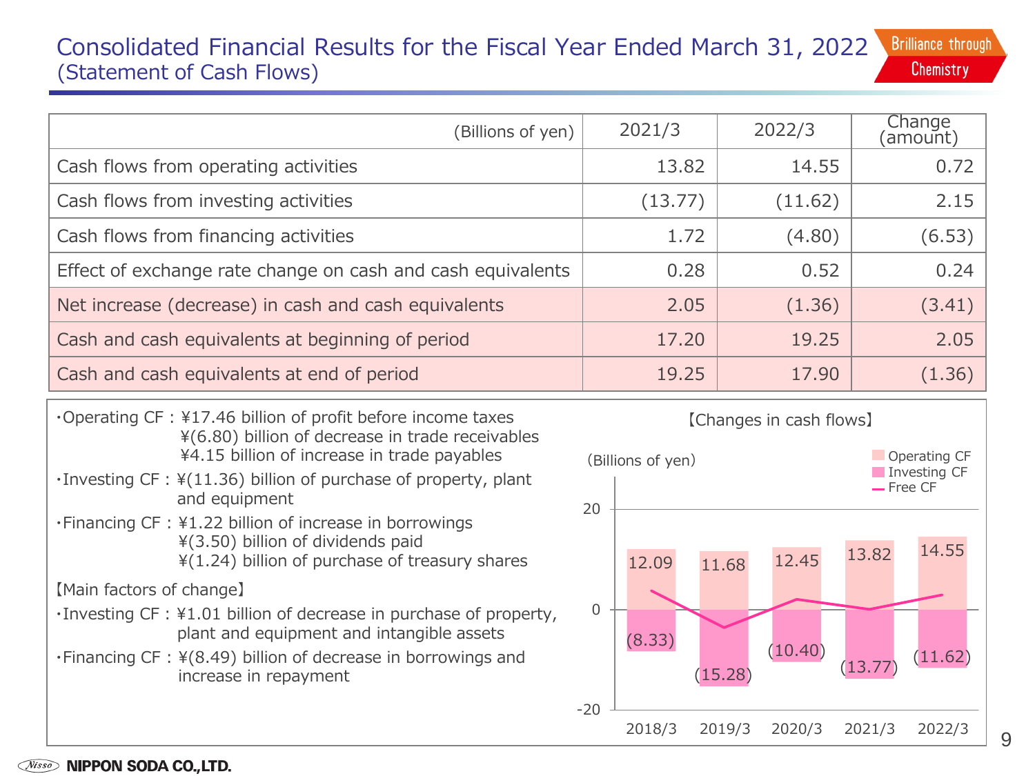# Consolidated Financial Results for the Fiscal Year Ended March 31, 2022
## (Statement of Cash Flows)

| (Billions of yen) | 2021/3 | 2022/3 | Change (amount) |
|---|---|---|---|
| Cash flows from operating activities | 13.82 | 14.55 | 0.72 |
| Cash flows from investing activities | (13.77) | (11.62) | 2.15 |
| Cash flows from financing activities | 1.72 | (4.80) | (6.53) |
| Effect of exchange rate change on cash and cash equivalents | 0.28 | 0.52 | 0.24 |
| Net increase (decrease) in cash and cash equivalents | 2.05 | (1.36) | (3.41) |
| Cash and cash equivalents at beginning of period | 17.20 | 19.25 | 2.05 |
| Cash and cash equivalents at end of period | 19.25 | 17.90 | (1.36) |

- Operating CF : ¥17.46 billion of profit before income taxes
  ¥(6.80) billion of decrease in trade receivables
  ¥4.15 billion of increase in trade payables
- Investing CF : ¥(11.36) billion of purchase of property, plant and equipment
- Financing CF : ¥1.22 billion of increase in borrowings
  ¥(3.50) billion of dividends paid
  ¥(1.24) billion of purchase of treasury shares

【Main factors of change】

- Investing CF : ¥1.01 billion of decrease in purchase of property, plant and equipment and intangible assets
- Financing CF : ¥(8.49) billion of decrease in borrowings and increase in repayment

【Changes in cash flows】

(Billions of yen)

| | 2018/3 | 2019/3 | 2020/3 | 2021/3 | 2022/3 |
|---|---|---|---|---|---|
| Operating CF | 12.09 | 11.68 | 12.45 | 13.82 | 14.55 |
| Investing CF | (8.33) | (15.28) | (10.40) | (13.77) | (11.62) |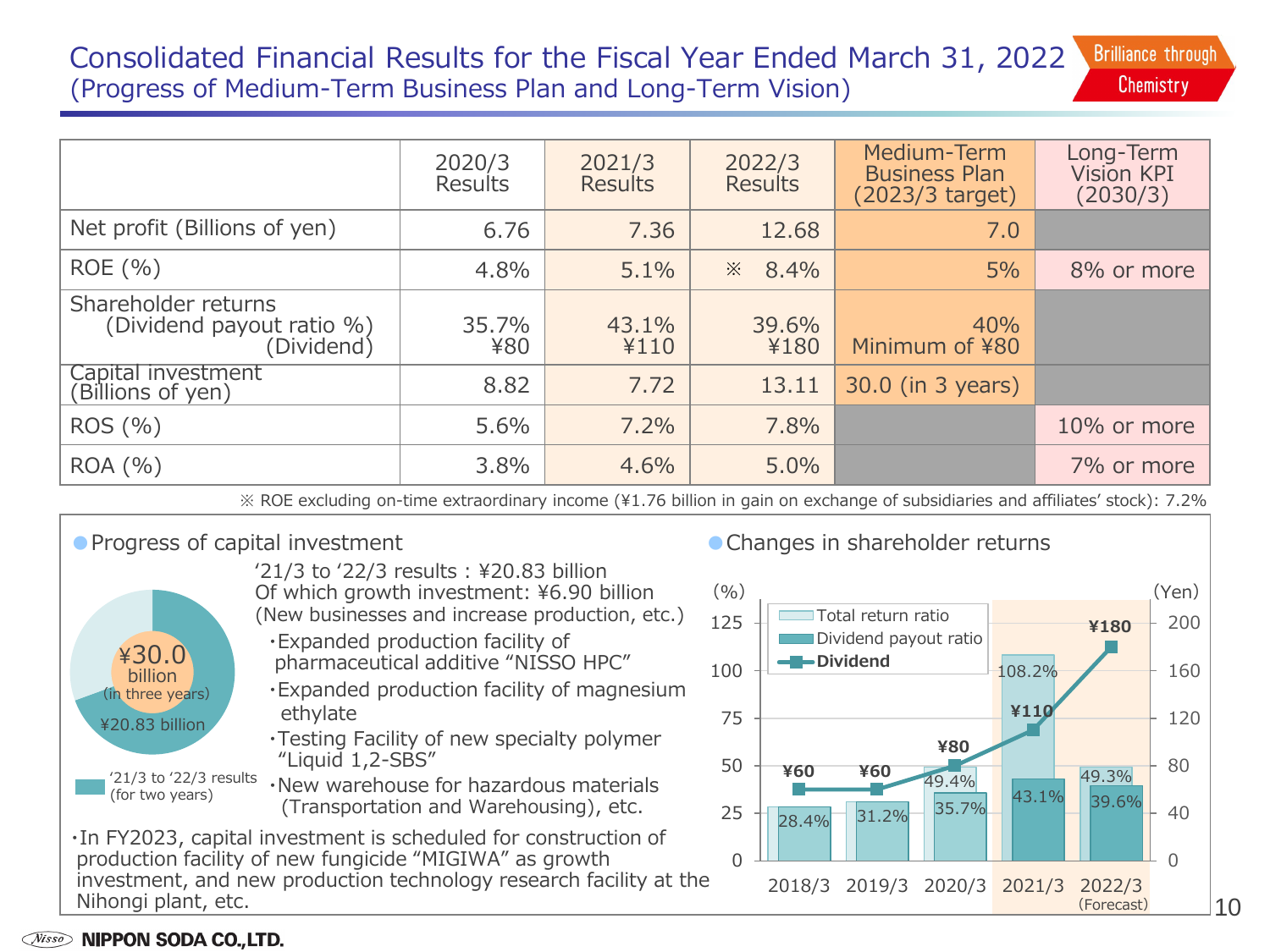# Consolidated Financial Results for the Fiscal Year Ended March 31, 2022
## (Progress of Medium-Term Business Plan and Long-Term Vision)

|  | 2020/3 Results | 2021/3 Results | 2022/3 Results | Medium-Term Business Plan (2023/3 target) | Long-Term Vision KPI (2030/3) |
|---|---|---|---|---|---|
| Net profit (Billions of yen) | 6.76 | 7.36 | 12.68 | 7.0 |  |
| ROE (%) | 4.8% | 5.1% | ※ 8.4% | 5% | 8% or more |
| Shareholder returns (Dividend payout ratio %) (Dividend) | 35.7% ¥80 | 43.1% ¥110 | 39.6% ¥180 | 40% Minimum of ¥80 |  |
| Capital investment (Billions of yen) | 8.82 | 7.72 | 13.11 | 30.0 (in 3 years) |  |
| ROS (%) | 5.6% | 7.2% | 7.8% |  | 10% or more |
| ROA (%) | 3.8% | 4.6% | 5.0% |  | 7% or more |

※ ROE excluding on-time extraordinary income (¥1.76 billion in gain on exchange of subsidiaries and affiliates' stock): 7.2%

### ● Progress of capital investment

¥30.0 billion (in three years)

¥20.83 billion

'21/3 to '22/3 results (for two years)

'21/3 to '22/3 results : ¥20.83 billion
Of which growth investment: ¥6.90 billion
(New businesses and increase production, etc.)

- ・Expanded production facility of pharmaceutical additive "NISSO HPC"
- ・Expanded production facility of magnesium ethylate
- ・Testing Facility of new specialty polymer "Liquid 1,2-SBS"
- ・New warehouse for hazardous materials (Transportation and Warehousing), etc.

・In FY2023, capital investment is scheduled for construction of production facility of new fungicide "MIGIWA" as growth investment, and new production technology research facility at the Nihongi plant, etc.

### ● Changes in shareholder returns

| | 2018/3 | 2019/3 | 2020/3 | 2021/3 | 2022/3 (Forecast) |
|---|---|---|---|---|---|
| Total return ratio (%) | | | 49.4% | 108.2% | 49.3% |
| Dividend payout ratio (%) | 28.4% | 31.2% | 35.7% | 43.1% | 39.6% |
| Dividend (Yen) | ¥60 | ¥60 | ¥80 | ¥110 | ¥180 |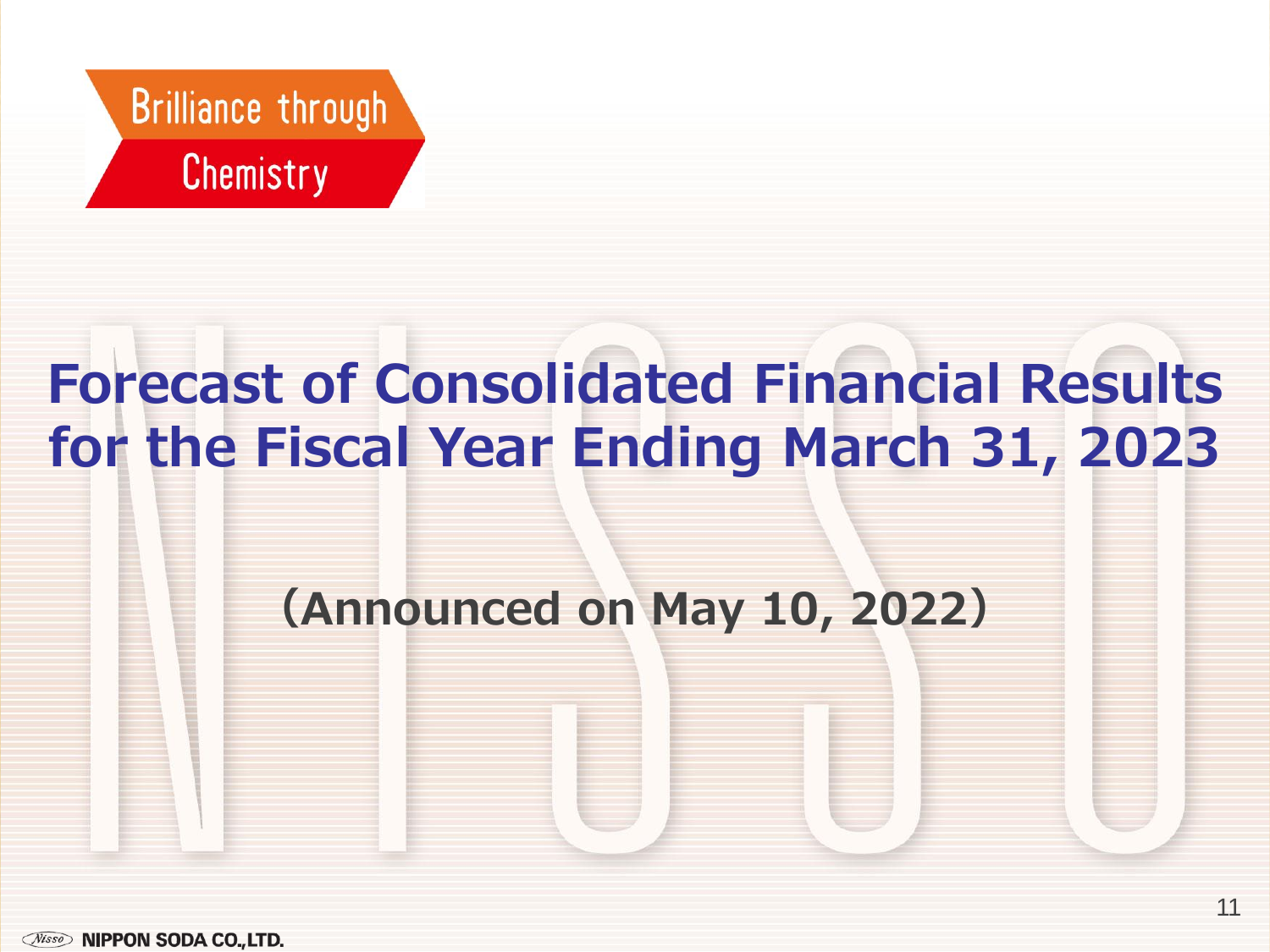Brilliance through Chemistry

# Forecast of Consolidated Financial Results for the Fiscal Year Ending March 31, 2023

(Announced on May 10, 2022)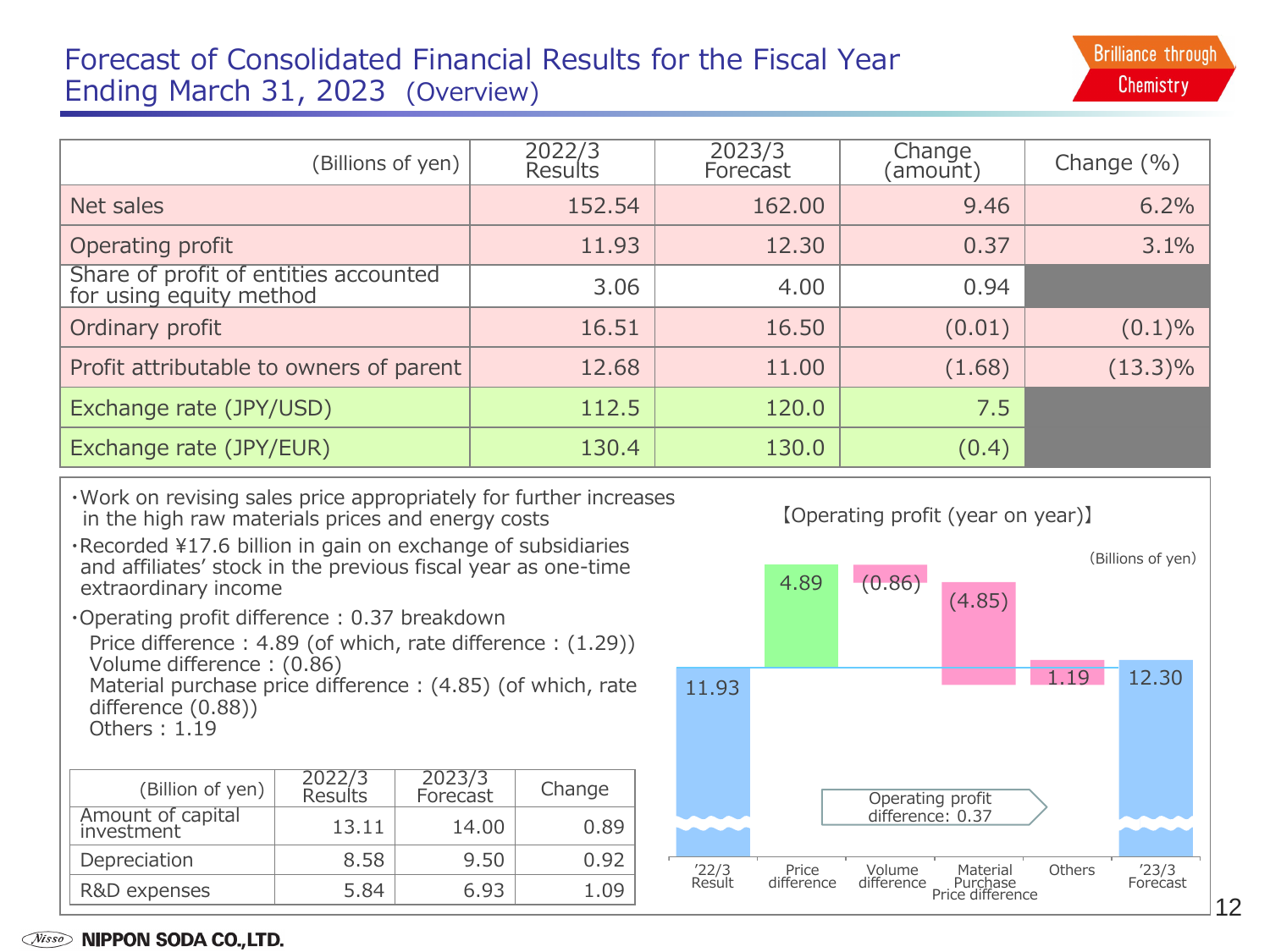# Forecast of Consolidated Financial Results for the Fiscal Year Ending March 31, 2023 (Overview)

| (Billions of yen) | 2022/3 Results | 2023/3 Forecast | Change (amount) | Change (%) |
|---|---|---|---|---|
| Net sales | 152.54 | 162.00 | 9.46 | 6.2% |
| Operating profit | 11.93 | 12.30 | 0.37 | 3.1% |
| Share of profit of entities accounted for using equity method | 3.06 | 4.00 | 0.94 | |
| Ordinary profit | 16.51 | 16.50 | (0.01) | (0.1)% |
| Profit attributable to owners of parent | 12.68 | 11.00 | (1.68) | (13.3)% |
| Exchange rate (JPY/USD) | 112.5 | 120.0 | 7.5 | |
| Exchange rate (JPY/EUR) | 130.4 | 130.0 | (0.4) | |

- Work on revising sales price appropriately for further increases in the high raw materials prices and energy costs
- Recorded ¥17.6 billion in gain on exchange of subsidiaries and affiliates' stock in the previous fiscal year as one-time extraordinary income
- Operating profit difference : 0.37 breakdown
  - Price difference : 4.89 (of which, rate difference : (1.29))
  - Volume difference : (0.86)
  - Material purchase price difference : (4.85) (of which, rate difference (0.88))
  - Others : 1.19

| (Billion of yen) | 2022/3 Results | 2023/3 Forecast | Change |
|---|---|---|---|
| Amount of capital investment | 13.11 | 14.00 | 0.89 |
| Depreciation | 8.58 | 9.50 | 0.92 |
| R&D expenses | 5.84 | 6.93 | 1.09 |

【Operating profit (year on year)】

(Billions of yen)

| '22/3 Result | Price difference | Volume difference | Material Purchase Price difference | Others | '23/3 Forecast |
|---|---|---|---|---|---|
| 11.93 | 4.89 | (0.86) | (4.85) | 1.19 | 12.30 |

Operating profit difference: 0.37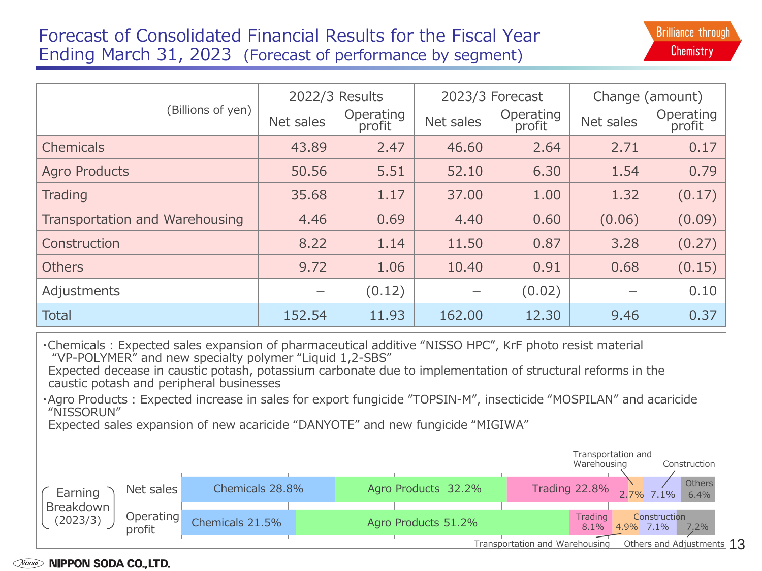# Forecast of Consolidated Financial Results for the Fiscal Year Ending March 31, 2023 (Forecast of performance by segment)

| (Billions of yen) | 2022/3 Results | | 2023/3 Forecast | | Change (amount) | |
|---|---|---|---|---|---|---|
| | Net sales | Operating profit | Net sales | Operating profit | Net sales | Operating profit |
| Chemicals | 43.89 | 2.47 | 46.60 | 2.64 | 2.71 | 0.17 |
| Agro Products | 50.56 | 5.51 | 52.10 | 6.30 | 1.54 | 0.79 |
| Trading | 35.68 | 1.17 | 37.00 | 1.00 | 1.32 | (0.17) |
| Transportation and Warehousing | 4.46 | 0.69 | 4.40 | 0.60 | (0.06) | (0.09) |
| Construction | 8.22 | 1.14 | 11.50 | 0.87 | 3.28 | (0.27) |
| Others | 9.72 | 1.06 | 10.40 | 0.91 | 0.68 | (0.15) |
| Adjustments | − | (0.12) | − | (0.02) | − | 0.10 |
| Total | 152.54 | 11.93 | 162.00 | 12.30 | 9.46 | 0.37 |

- Chemicals : Expected sales expansion of pharmaceutical additive “NISSO HPC”, KrF photo resist material “VP-POLYMER” and new specialty polymer “Liquid 1,2-SBS”
  Expected decease in caustic potash, potassium carbonate due to implementation of structural reforms in the caustic potash and peripheral businesses
- Agro Products : Expected increase in sales for export fungicide ”TOPSIN-M”, insecticide “MOSPILAN” and acaricide “NISSORUN”
  Expected sales expansion of new acaricide “DANYOTE” and new fungicide “MIGIWA”

Earning Breakdown (2023/3)

| | Chemicals | Agro Products | Trading | Transportation and Warehousing | Construction | Others / Others and Adjustments |
|---|---|---|---|---|---|---|
| Net sales | 28.8% | 32.2% | 22.8% | 2.7% | 7.1% | 6.4% |
| Operating profit | 21.5% | 51.2% | 8.1% | 4.9% | 7.1% | 7.2% |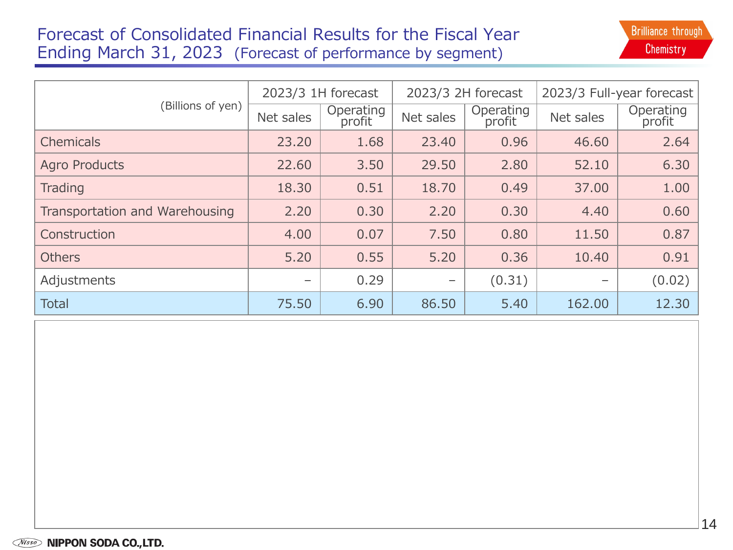# Forecast of Consolidated Financial Results for the Fiscal Year Ending March 31, 2023 (Forecast of performance by segment)

| (Billions of yen) | 2023/3 1H forecast | | 2023/3 2H forecast | | 2023/3 Full-year forecast | |
|---|---|---|---|---|---|---|
| | Net sales | Operating profit | Net sales | Operating profit | Net sales | Operating profit |
| Chemicals | 23.20 | 1.68 | 23.40 | 0.96 | 46.60 | 2.64 |
| Agro Products | 22.60 | 3.50 | 29.50 | 2.80 | 52.10 | 6.30 |
| Trading | 18.30 | 0.51 | 18.70 | 0.49 | 37.00 | 1.00 |
| Transportation and Warehousing | 2.20 | 0.30 | 2.20 | 0.30 | 4.40 | 0.60 |
| Construction | 4.00 | 0.07 | 7.50 | 0.80 | 11.50 | 0.87 |
| Others | 5.20 | 0.55 | 5.20 | 0.36 | 10.40 | 0.91 |
| Adjustments | – | 0.29 | – | (0.31) | – | (0.02) |
| Total | 75.50 | 6.90 | 86.50 | 5.40 | 162.00 | 12.30 |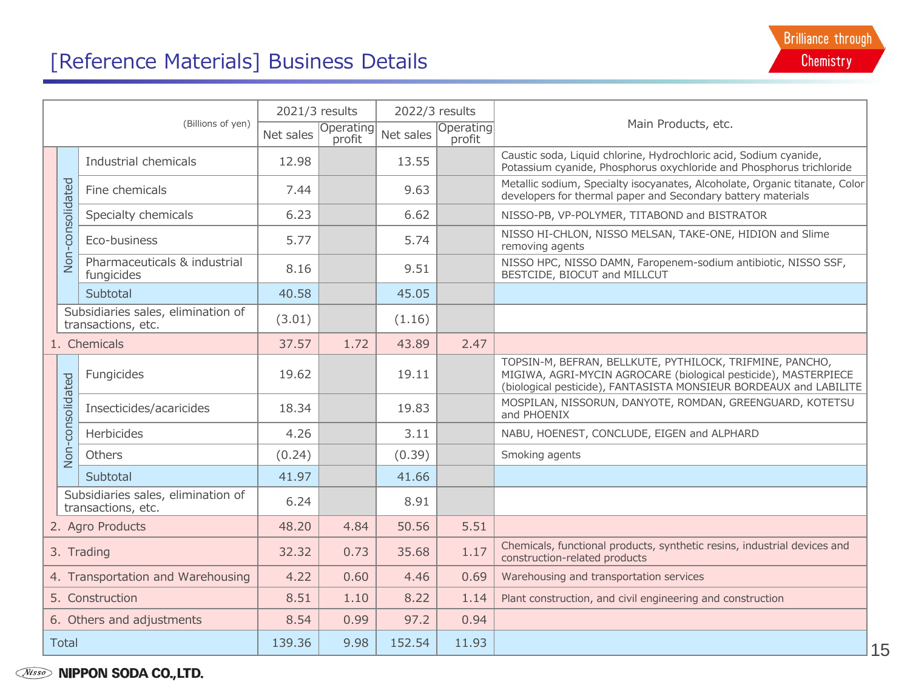# [Reference Materials] Business Details

| | | (Billions of yen) | 2021/3 results | | 2022/3 results | | Main Products, etc. |
|---|---|---|---|---|---|---|---|
| | | | Net sales | Operating profit | Net sales | Operating profit | |
| | Non-consolidated | Industrial chemicals | 12.98 | | 13.55 | | Caustic soda, Liquid chlorine, Hydrochloric acid, Sodium cyanide, Potassium cyanide, Phosphorus oxychloride and Phosphorus trichloride |
| | | Fine chemicals | 7.44 | | 9.63 | | Metallic sodium, Specialty isocyanates, Alcoholate, Organic titanate, Color developers for thermal paper and Secondary battery materials |
| | | Specialty chemicals | 6.23 | | 6.62 | | NISSO-PB, VP-POLYMER, TITABOND and BISTRATOR |
| | | Eco-business | 5.77 | | 5.74 | | NISSO HI-CHLON, NISSO MELSAN, TAKE-ONE, HIDION and Slime removing agents |
| | | Pharmaceuticals & industrial fungicides | 8.16 | | 9.51 | | NISSO HPC, NISSO DAMN, Faropenem-sodium antibiotic, NISSO SSF, BESTCIDE, BIOCUT and MILLCUT |
| | | Subtotal | 40.58 | | 45.05 | | |
| | Subsidiaries sales, elimination of transactions, etc. | | (3.01) | | (1.16) | | |
| 1. Chemicals | | | 37.57 | 1.72 | 43.89 | 2.47 | |
| | Non-consolidated | Fungicides | 19.62 | | 19.11 | | TOPSIN-M, BEFRAN, BELLKUTE, PYTHILOCK, TRIFMINE, PANCHO, MIGIWA, AGRI-MYCIN AGROCARE (biological pesticide), MASTERPIECE (biological pesticide), FANTASISTA MONSIEUR BORDEAUX and LABILITE |
| | | Insecticides/acaricides | 18.34 | | 19.83 | | MOSPILAN, NISSORUN, DANYOTE, ROMDAN, GREENGUARD, KOTETSU and PHOENIX |
| | | Herbicides | 4.26 | | 3.11 | | NABU, HOENEST, CONCLUDE, EIGEN and ALPHARD |
| | | Others | (0.24) | | (0.39) | | Smoking agents |
| | | Subtotal | 41.97 | | 41.66 | | |
| | Subsidiaries sales, elimination of transactions, etc. | | 6.24 | | 8.91 | | |
| 2. Agro Products | | | 48.20 | 4.84 | 50.56 | 5.51 | |
| 3. Trading | | | 32.32 | 0.73 | 35.68 | 1.17 | Chemicals, functional products, synthetic resins, industrial devices and construction-related products |
| 4. Transportation and Warehousing | | | 4.22 | 0.60 | 4.46 | 0.69 | Warehousing and transportation services |
| 5. Construction | | | 8.51 | 1.10 | 8.22 | 1.14 | Plant construction, and civil engineering and construction |
| 6. Others and adjustments | | | 8.54 | 0.99 | 97.2 | 0.94 | |
| Total | | | 139.36 | 9.98 | 152.54 | 11.93 | |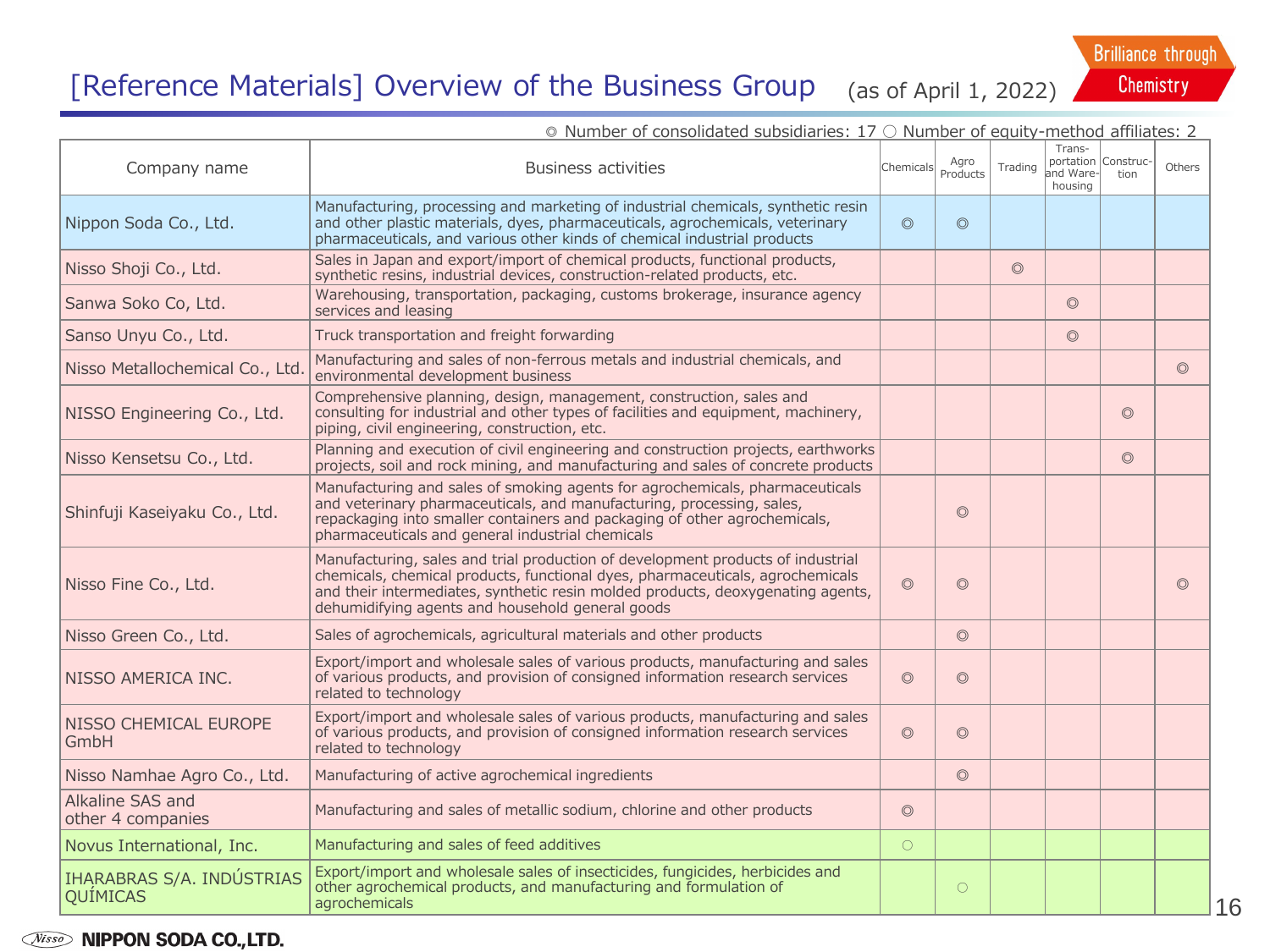# [Reference Materials] Overview of the Business Group (as of April 1, 2022)

◎ Number of consolidated subsidiaries: 17 ○ Number of equity-method affiliates: 2

| Company name | Business activities | Chemicals | Agro Products | Trading | Trans-portation and Ware-housing | Construc-tion | Others |
|---|---|---|---|---|---|---|---|
| Nippon Soda Co., Ltd. | Manufacturing, processing and marketing of industrial chemicals, synthetic resin and other plastic materials, dyes, pharmaceuticals, agrochemicals, veterinary pharmaceuticals, and various other kinds of chemical industrial products | ◎ | ◎ | | | | |
| Nisso Shoji Co., Ltd. | Sales in Japan and export/import of chemical products, functional products, synthetic resins, industrial devices, construction-related products, etc. | | | ◎ | | | |
| Sanwa Soko Co, Ltd. | Warehousing, transportation, packaging, customs brokerage, insurance agency services and leasing | | | | ◎ | | |
| Sanso Unyu Co., Ltd. | Truck transportation and freight forwarding | | | | ◎ | | |
| Nisso Metallochemical Co., Ltd. | Manufacturing and sales of non-ferrous metals and industrial chemicals, and environmental development business | | | | | | ◎ |
| NISSO Engineering Co., Ltd. | Comprehensive planning, design, management, construction, sales and consulting for industrial and other types of facilities and equipment, machinery, piping, civil engineering, construction, etc. | | | | | ◎ | |
| Nisso Kensetsu Co., Ltd. | Planning and execution of civil engineering and construction projects, earthworks projects, soil and rock mining, and manufacturing and sales of concrete products | | | | | ◎ | |
| Shinfuji Kaseiyaku Co., Ltd. | Manufacturing and sales of smoking agents for agrochemicals, pharmaceuticals and veterinary pharmaceuticals, and manufacturing, processing, sales, repackaging into smaller containers and packaging of other agrochemicals, pharmaceuticals and general industrial chemicals | | ◎ | | | | |
| Nisso Fine Co., Ltd. | Manufacturing, sales and trial production of development products of industrial chemicals, chemical products, functional dyes, pharmaceuticals, agrochemicals and their intermediates, synthetic resin molded products, deoxygenating agents, dehumidifying agents and household general goods | ◎ | ◎ | | | | ◎ |
| Nisso Green Co., Ltd. | Sales of agrochemicals, agricultural materials and other products | | ◎ | | | | |
| NISSO AMERICA INC. | Export/import and wholesale sales of various products, manufacturing and sales of various products, and provision of consigned information research services related to technology | ◎ | ◎ | | | | |
| NISSO CHEMICAL EUROPE GmbH | Export/import and wholesale sales of various products, manufacturing and sales of various products, and provision of consigned information research services related to technology | ◎ | ◎ | | | | |
| Nisso Namhae Agro Co., Ltd. | Manufacturing of active agrochemical ingredients | | ◎ | | | | |
| Alkaline SAS and other 4 companies | Manufacturing and sales of metallic sodium, chlorine and other products | ◎ | | | | | |
| Novus International, Inc. | Manufacturing and sales of feed additives | ○ | | | | | |
| IHARABRAS S/A. INDÚSTRIAS QUÍMICAS | Export/import and wholesale sales of insecticides, fungicides, herbicides and other agrochemical products, and manufacturing and formulation of agrochemicals | | ○ | | | | |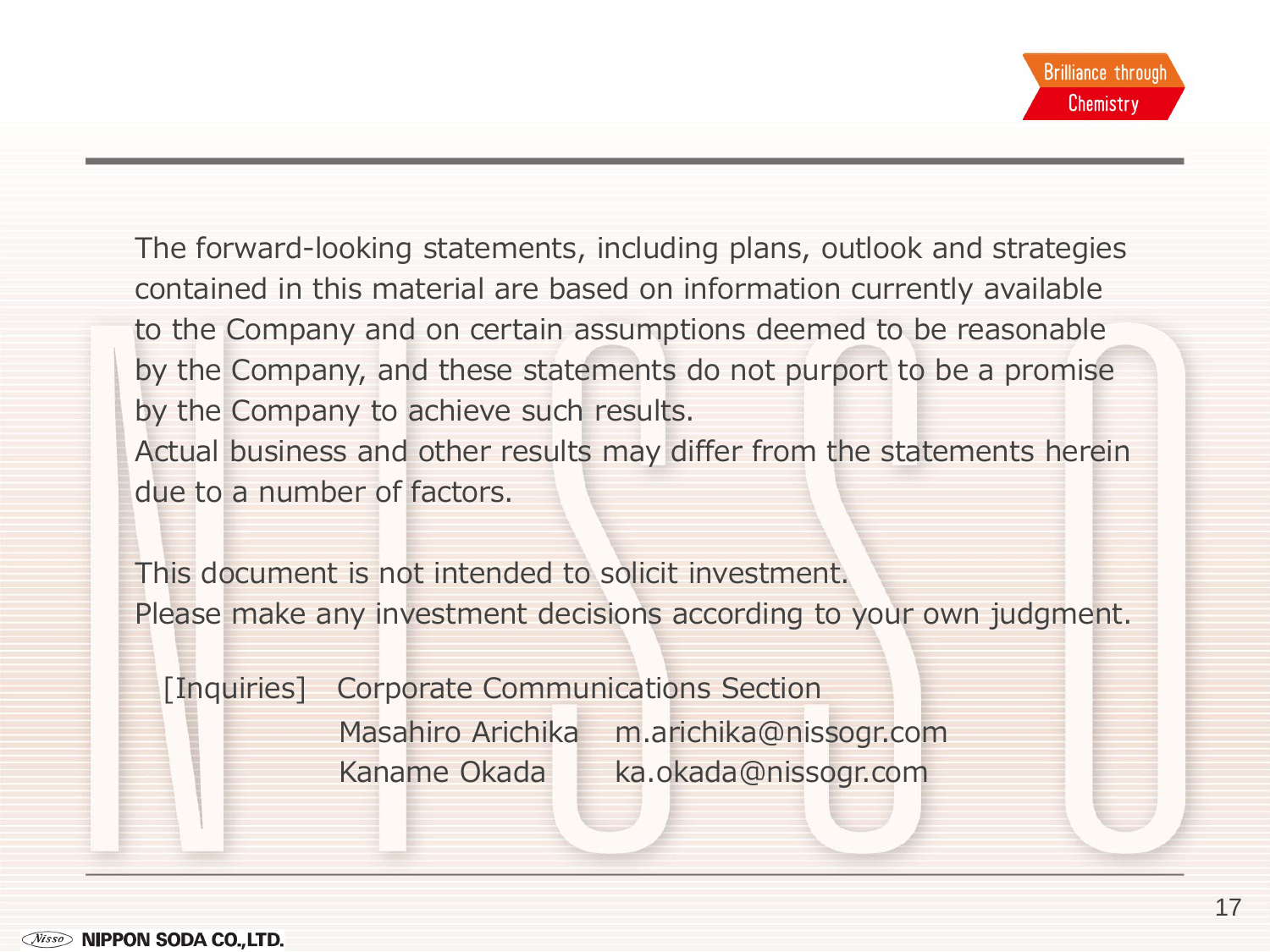The forward-looking statements, including plans, outlook and strategies contained in this material are based on information currently available to the Company and on certain assumptions deemed to be reasonable by the Company, and these statements do not purport to be a promise by the Company to achieve such results.
Actual business and other results may differ from the statements herein due to a number of factors.

This document is not intended to solicit investment.
Please make any investment decisions according to your own judgment.

[Inquiries] Corporate Communications Section

Masahiro Arichika m.arichika@nissogr.com

Kaname Okada ka.okada@nissogr.com